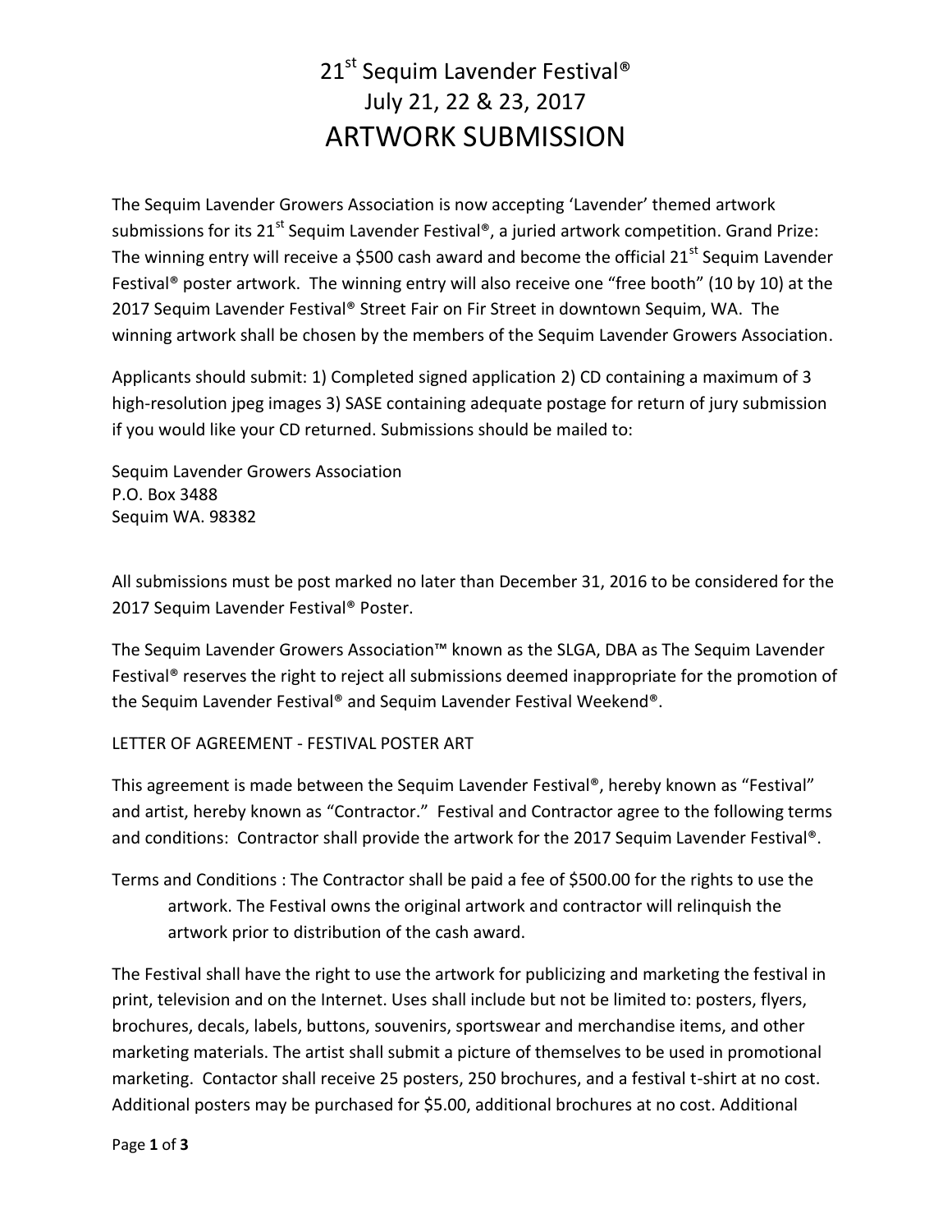# 21st Sequim Lavender Festival®
# July 21, 22 & 23, 2017
# ARTWORK SUBMISSION

The Sequim Lavender Growers Association is now accepting 'Lavender' themed artwork submissions for its 21st Sequim Lavender Festival®, a juried artwork competition. Grand Prize: The winning entry will receive a $500 cash award and become the official 21st Sequim Lavender Festival® poster artwork. The winning entry will also receive one "free booth" (10 by 10) at the 2017 Sequim Lavender Festival® Street Fair on Fir Street in downtown Sequim, WA. The winning artwork shall be chosen by the members of the Sequim Lavender Growers Association.

Applicants should submit: 1) Completed signed application 2) CD containing a maximum of 3 high-resolution jpeg images 3) SASE containing adequate postage for return of jury submission if you would like your CD returned. Submissions should be mailed to:

Sequim Lavender Growers Association
P.O. Box 3488
Sequim WA. 98382

All submissions must be post marked no later than December 31, 2016 to be considered for the 2017 Sequim Lavender Festival® Poster.

The Sequim Lavender Growers Association™ known as the SLGA, DBA as The Sequim Lavender Festival® reserves the right to reject all submissions deemed inappropriate for the promotion of the Sequim Lavender Festival® and Sequim Lavender Festival Weekend®.

LETTER OF AGREEMENT - FESTIVAL POSTER ART

This agreement is made between the Sequim Lavender Festival®, hereby known as "Festival" and artist, hereby known as "Contractor." Festival and Contractor agree to the following terms and conditions: Contractor shall provide the artwork for the 2017 Sequim Lavender Festival®.

Terms and Conditions : The Contractor shall be paid a fee of $500.00 for the rights to use the artwork. The Festival owns the original artwork and contractor will relinquish the artwork prior to distribution of the cash award.

The Festival shall have the right to use the artwork for publicizing and marketing the festival in print, television and on the Internet. Uses shall include but not be limited to: posters, flyers, brochures, decals, labels, buttons, souvenirs, sportswear and merchandise items, and other marketing materials. The artist shall submit a picture of themselves to be used in promotional marketing. Contactor shall receive 25 posters, 250 brochures, and a festival t-shirt at no cost. Additional posters may be purchased for $5.00, additional brochures at no cost. Additional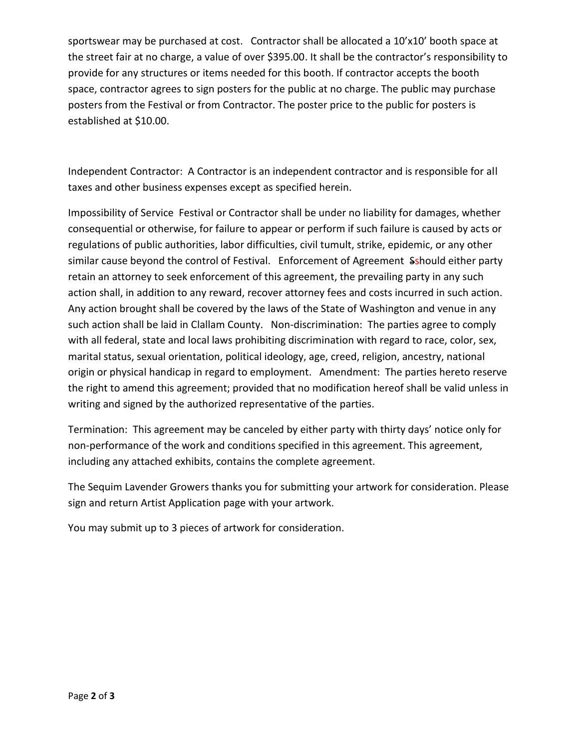sportswear may be purchased at cost. Contractor shall be allocated a 10'x10' booth space at the street fair at no charge, a value of over $395.00. It shall be the contractor's responsibility to provide for any structures or items needed for this booth. If contractor accepts the booth space, contractor agrees to sign posters for the public at no charge. The public may purchase posters from the Festival or from Contractor. The poster price to the public for posters is established at $10.00.

Independent Contractor: A Contractor is an independent contractor and is responsible for all taxes and other business expenses except as specified herein.

Impossibility of Service Festival or Contractor shall be under no liability for damages, whether consequential or otherwise, for failure to appear or perform if such failure is caused by acts or regulations of public authorities, labor difficulties, civil tumult, strike, epidemic, or any other similar cause beyond the control of Festival. Enforcement of Agreement ~~S~~should either party retain an attorney to seek enforcement of this agreement, the prevailing party in any such action shall, in addition to any reward, recover attorney fees and costs incurred in such action. Any action brought shall be covered by the laws of the State of Washington and venue in any such action shall be laid in Clallam County. Non-discrimination: The parties agree to comply with all federal, state and local laws prohibiting discrimination with regard to race, color, sex, marital status, sexual orientation, political ideology, age, creed, religion, ancestry, national origin or physical handicap in regard to employment. Amendment: The parties hereto reserve the right to amend this agreement; provided that no modification hereof shall be valid unless in writing and signed by the authorized representative of the parties.

Termination: This agreement may be canceled by either party with thirty days' notice only for non-performance of the work and conditions specified in this agreement. This agreement, including any attached exhibits, contains the complete agreement.

The Sequim Lavender Growers thanks you for submitting your artwork for consideration. Please sign and return Artist Application page with your artwork.

You may submit up to 3 pieces of artwork for consideration.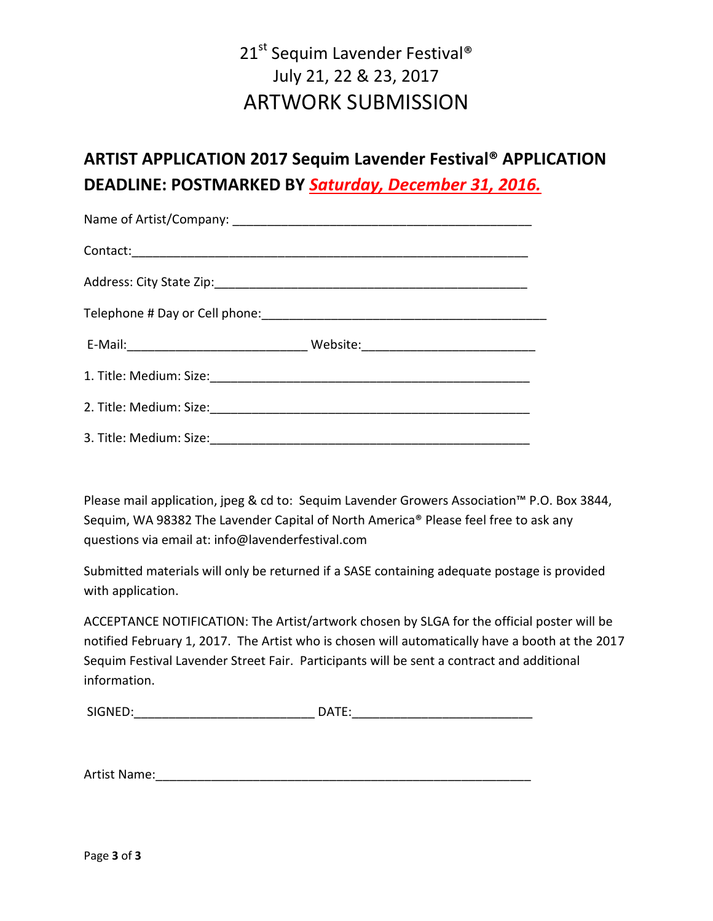# 21st Sequim Lavender Festival®
# July 21, 22 & 23, 2017
# ARTWORK SUBMISSION

## ARTIST APPLICATION 2017 Sequim Lavender Festival® APPLICATION DEADLINE: POSTMARKED BY *Saturday, December 31, 2016.*

Name of Artist/Company: ____________________________________________

Contact:__________________________________________________________

Address: City State Zip:______________________________________________

Telephone # Day or Cell phone:__________________________________________

E-Mail:__________________________ Website:_________________________

1. Title: Medium: Size:_______________________________________________

2. Title: Medium: Size:_______________________________________________

3. Title: Medium: Size:_______________________________________________

Please mail application, jpeg & cd to: Sequim Lavender Growers Association™ P.O. Box 3844, Sequim, WA 98382 The Lavender Capital of North America® Please feel free to ask any questions via email at: info@lavenderfestival.com

Submitted materials will only be returned if a SASE containing adequate postage is provided with application.

ACCEPTANCE NOTIFICATION: The Artist/artwork chosen by SLGA for the official poster will be notified February 1, 2017. The Artist who is chosen will automatically have a booth at the 2017 Sequim Festival Lavender Street Fair. Participants will be sent a contract and additional information.

SIGNED:__________________________ DATE:__________________________

Artist Name:_______________________________________________________